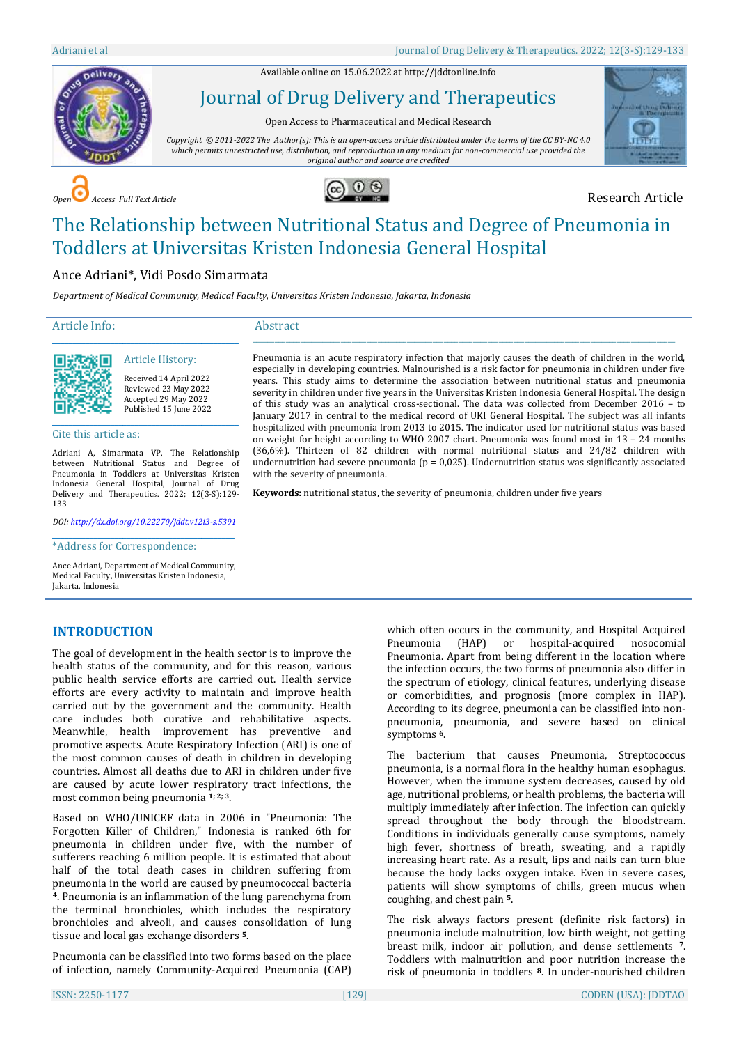Available online on 15.06.2022 at http://jddtonline.info

# Journal of Drug Delivery and Therapeutics

Open Access to Pharmaceutical and Medical Research

*Copyright © 2011-2022 The Author(s): This is an open-access article distributed under the terms of the CC BY-NC 4.0 which permits unrestricted use, distribution, and reproduction in any medium for non-commercial use provided the original author and source are credited*

*Open Access Full Text Article*

Research Article

# The Relationship between Nutritional Status and Degree of Pneumonia in Toddlers at Universitas Kristen Indonesia General Hospital

Ance Adriani*, Vidi Posdo Simarmata

*Department of Medical Community, Medical Faculty, Universitas Kristen Indonesia, Jakarta, Indonesia*

## Article Info:

### Article History:

Received 14 April 2022
Reviewed 23 May 2022
Accepted 29 May 2022
Published 15 June 2022

### Cite this article as:

Adriani A, Simarmata VP, The Relationship between Nutritional Status and Degree of Pneumonia in Toddlers at Universitas Kristen Indonesia General Hospital, Journal of Drug Delivery and Therapeutics. 2022; 12(3-S):129-133

*DOI: http://dx.doi.org/10.22270/jddt.v12i3-s.5391*

### *Address for Correspondence:

Ance Adriani, Department of Medical Community, Medical Faculty, Universitas Kristen Indonesia, Jakarta, Indonesia

## Abstract

Pneumonia is an acute respiratory infection that majorly causes the death of children in the world, especially in developing countries. Malnourished is a risk factor for pneumonia in children under five years. This study aims to determine the association between nutritional status and pneumonia severity in children under five years in the Universitas Kristen Indonesia General Hospital. The design of this study was an analytical cross-sectional. The data was collected from December 2016 – to January 2017 in central to the medical record of UKI General Hospital. The subject was all infants hospitalized with pneumonia from 2013 to 2015. The indicator used for nutritional status was based on weight for height according to WHO 2007 chart. Pneumonia was found most in 13 – 24 months (36,6%). Thirteen of 82 children with normal nutritional status and 24/82 children with undernutrition had severe pneumonia (p = 0,025). Undernutrition status was significantly associated with the severity of pneumonia.

**Keywords:** nutritional status, the severity of pneumonia, children under five years

## INTRODUCTION

The goal of development in the health sector is to improve the health status of the community, and for this reason, various public health service efforts are carried out. Health service efforts are every activity to maintain and improve health carried out by the government and the community. Health care includes both curative and rehabilitative aspects. Meanwhile, health improvement has preventive and promotive aspects. Acute Respiratory Infection (ARI) is one of the most common causes of death in children in developing countries. Almost all deaths due to ARI in children under five are caused by acute lower respiratory tract infections, the most common being pneumonia [1; 2; 3].

Based on WHO/UNICEF data in 2006 in "Pneumonia: The Forgotten Killer of Children," Indonesia is ranked 6th for pneumonia in children under five, with the number of sufferers reaching 6 million people. It is estimated that about half of the total death cases in children suffering from pneumonia in the world are caused by pneumococcal bacteria [4]. Pneumonia is an inflammation of the lung parenchyma from the terminal bronchioles, which includes the respiratory bronchioles and alveoli, and causes consolidation of lung tissue and local gas exchange disorders [5].

Pneumonia can be classified into two forms based on the place of infection, namely Community-Acquired Pneumonia (CAP) which often occurs in the community, and Hospital Acquired Pneumonia (HAP) or hospital-acquired nosocomial Pneumonia. Apart from being different in the location where the infection occurs, the two forms of pneumonia also differ in the spectrum of etiology, clinical features, underlying disease or comorbidities, and prognosis (more complex in HAP). According to its degree, pneumonia can be classified into non-pneumonia, pneumonia, and severe based on clinical symptoms [6].

The bacterium that causes Pneumonia, Streptococcus pneumonia, is a normal flora in the healthy human esophagus. However, when the immune system decreases, caused by old age, nutritional problems, or health problems, the bacteria will multiply immediately after infection. The infection can quickly spread throughout the body through the bloodstream. Conditions in individuals generally cause symptoms, namely high fever, shortness of breath, sweating, and a rapidly increasing heart rate. As a result, lips and nails can turn blue because the body lacks oxygen intake. Even in severe cases, patients will show symptoms of chills, green mucus when coughing, and chest pain [5].

The risk always factors present (definite risk factors) in pneumonia include malnutrition, low birth weight, not getting breast milk, indoor air pollution, and dense settlements [7]. Toddlers with malnutrition and poor nutrition increase the risk of pneumonia in toddlers [8]. In under-nourished children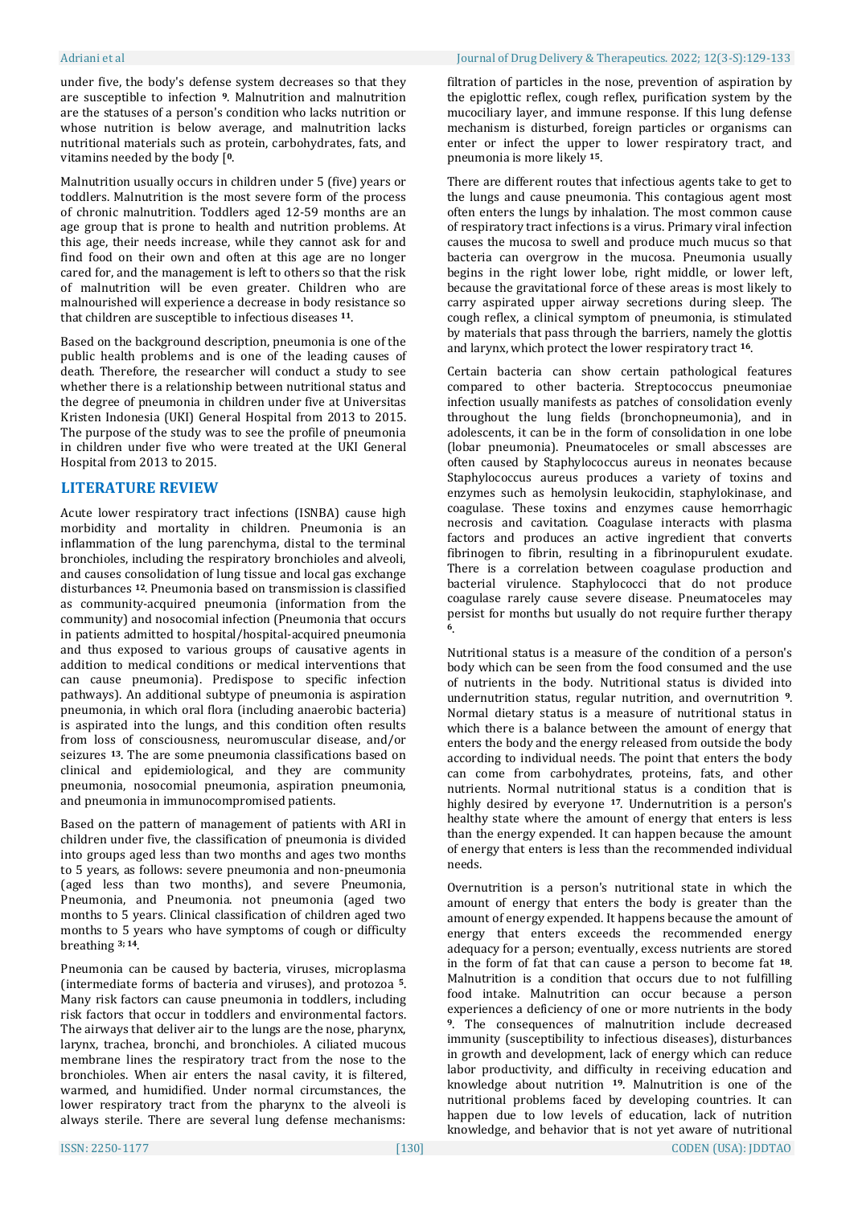under five, the body's defense system decreases so that they are susceptible to infection [9]. Malnutrition and malnutrition are the statuses of a person's condition who lacks nutrition or whose nutrition is below average, and malnutrition lacks nutritional materials such as protein, carbohydrates, fats, and vitamins needed by the body [[0].

Malnutrition usually occurs in children under 5 (five) years or toddlers. Malnutrition is the most severe form of the process of chronic malnutrition. Toddlers aged 12-59 months are an age group that is prone to health and nutrition problems. At this age, their needs increase, while they cannot ask for and find food on their own and often at this age are no longer cared for, and the management is left to others so that the risk of malnutrition will be even greater. Children who are malnourished will experience a decrease in body resistance so that children are susceptible to infectious diseases [11].

Based on the background description, pneumonia is one of the public health problems and is one of the leading causes of death. Therefore, the researcher will conduct a study to see whether there is a relationship between nutritional status and the degree of pneumonia in children under five at Universitas Kristen Indonesia (UKI) General Hospital from 2013 to 2015. The purpose of the study was to see the profile of pneumonia in children under five who were treated at the UKI General Hospital from 2013 to 2015.

## LITERATURE REVIEW

Acute lower respiratory tract infections (ISNBA) cause high morbidity and mortality in children. Pneumonia is an inflammation of the lung parenchyma, distal to the terminal bronchioles, including the respiratory bronchioles and alveoli, and causes consolidation of lung tissue and local gas exchange disturbances [12]. Pneumonia based on transmission is classified as community-acquired pneumonia (information from the community) and nosocomial infection (Pneumonia that occurs in patients admitted to hospital/hospital-acquired pneumonia and thus exposed to various groups of causative agents in addition to medical conditions or medical interventions that can cause pneumonia). Predispose to specific infection pathways). An additional subtype of pneumonia is aspiration pneumonia, in which oral flora (including anaerobic bacteria) is aspirated into the lungs, and this condition often results from loss of consciousness, neuromuscular disease, and/or seizures [13]. The are some pneumonia classifications based on clinical and epidemiological, and they are community pneumonia, nosocomial pneumonia, aspiration pneumonia, and pneumonia in immunocompromised patients.

Based on the pattern of management of patients with ARI in children under five, the classification of pneumonia is divided into groups aged less than two months and ages two months to 5 years, as follows: severe pneumonia and non-pneumonia (aged less than two months), and severe Pneumonia, Pneumonia, and Pneumonia. not pneumonia (aged two months to 5 years. Clinical classification of children aged two months to 5 years who have symptoms of cough or difficulty breathing [3; 14].

Pneumonia can be caused by bacteria, viruses, microplasma (intermediate forms of bacteria and viruses), and protozoa [5]. Many risk factors can cause pneumonia in toddlers, including risk factors that occur in toddlers and environmental factors. The airways that deliver air to the lungs are the nose, pharynx, larynx, trachea, bronchi, and bronchioles. A ciliated mucous membrane lines the respiratory tract from the nose to the bronchioles. When air enters the nasal cavity, it is filtered, warmed, and humidified. Under normal circumstances, the lower respiratory tract from the pharynx to the alveoli is always sterile. There are several lung defense mechanisms: filtration of particles in the nose, prevention of aspiration by the epiglottic reflex, cough reflex, purification system by the mucociliary layer, and immune response. If this lung defense mechanism is disturbed, foreign particles or organisms can enter or infect the upper to lower respiratory tract, and pneumonia is more likely [15].

There are different routes that infectious agents take to get to the lungs and cause pneumonia. This contagious agent most often enters the lungs by inhalation. The most common cause of respiratory tract infections is a virus. Primary viral infection causes the mucosa to swell and produce much mucus so that bacteria can overgrow in the mucosa. Pneumonia usually begins in the right lower lobe, right middle, or lower left, because the gravitational force of these areas is most likely to carry aspirated upper airway secretions during sleep. The cough reflex, a clinical symptom of pneumonia, is stimulated by materials that pass through the barriers, namely the glottis and larynx, which protect the lower respiratory tract [16].

Certain bacteria can show certain pathological features compared to other bacteria. Streptococcus pneumoniae infection usually manifests as patches of consolidation evenly throughout the lung fields (bronchopneumonia), and in adolescents, it can be in the form of consolidation in one lobe (lobar pneumonia). Pneumatoceles or small abscesses are often caused by Staphylococcus aureus in neonates because Staphylococcus aureus produces a variety of toxins and enzymes such as hemolysin leukocidin, staphylokinase, and coagulase. These toxins and enzymes cause hemorrhagic necrosis and cavitation. Coagulase interacts with plasma factors and produces an active ingredient that converts fibrinogen to fibrin, resulting in a fibrinopurulent exudate. There is a correlation between coagulase production and bacterial virulence. Staphylococci that do not produce coagulase rarely cause severe disease. Pneumatoceles may persist for months but usually do not require further therapy [6].

Nutritional status is a measure of the condition of a person's body which can be seen from the food consumed and the use of nutrients in the body. Nutritional status is divided into undernutrition status, regular nutrition, and overnutrition [9]. Normal dietary status is a measure of nutritional status in which there is a balance between the amount of energy that enters the body and the energy released from outside the body according to individual needs. The point that enters the body can come from carbohydrates, proteins, fats, and other nutrients. Normal nutritional status is a condition that is highly desired by everyone [17]. Undernutrition is a person's healthy state where the amount of energy that enters is less than the energy expended. It can happen because the amount of energy that enters is less than the recommended individual needs.

Overnutrition is a person's nutritional state in which the amount of energy that enters the body is greater than the amount of energy expended. It happens because the amount of energy that enters exceeds the recommended energy adequacy for a person; eventually, excess nutrients are stored in the form of fat that can cause a person to become fat [18]. Malnutrition is a condition that occurs due to not fulfilling food intake. Malnutrition can occur because a person experiences a deficiency of one or more nutrients in the body [9]. The consequences of malnutrition include decreased immunity (susceptibility to infectious diseases), disturbances in growth and development, lack of energy which can reduce labor productivity, and difficulty in receiving education and knowledge about nutrition [19]. Malnutrition is one of the nutritional problems faced by developing countries. It can happen due to low levels of education, lack of nutrition knowledge, and behavior that is not yet aware of nutritional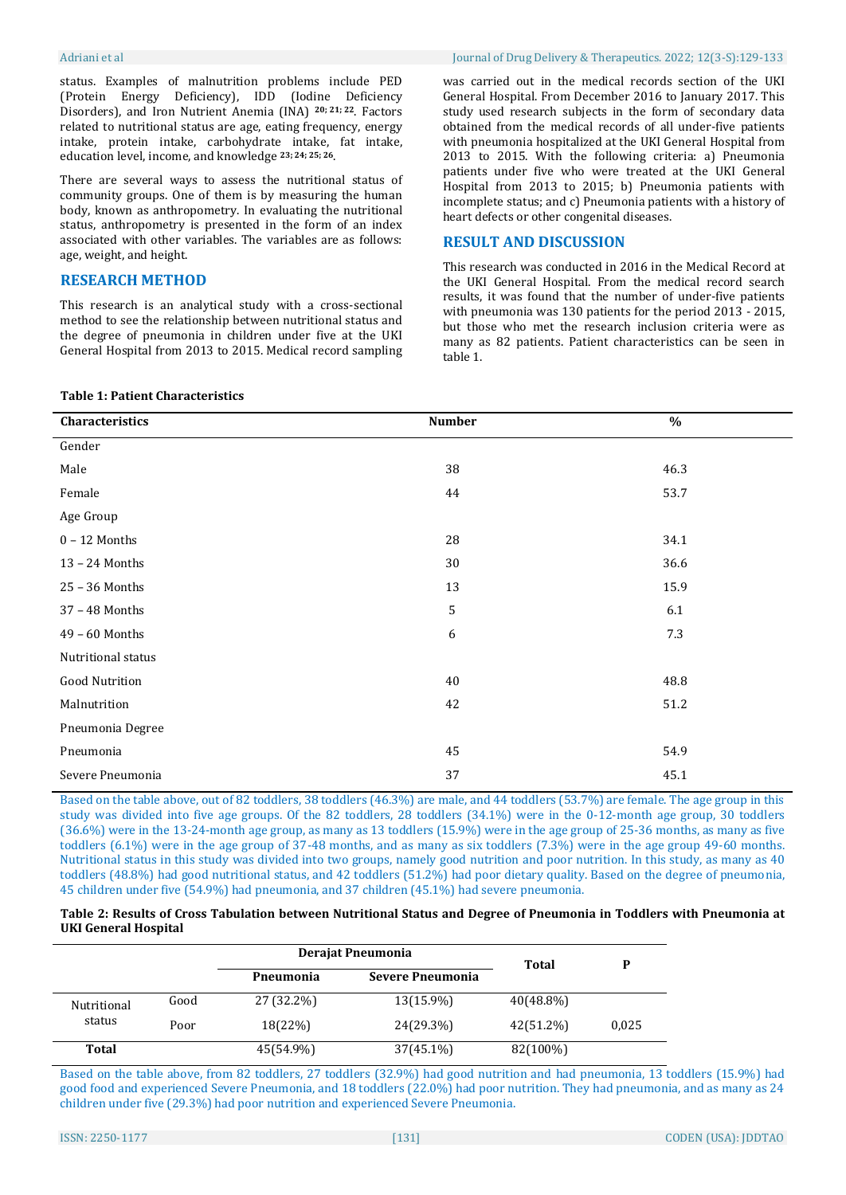status. Examples of malnutrition problems include PED (Protein Energy Deficiency), IDD (Iodine Deficiency Disorders), and Iron Nutrient Anemia (INA) [20; 21; 22]. Factors related to nutritional status are age, eating frequency, energy intake, protein intake, carbohydrate intake, fat intake, education level, income, and knowledge [23; 24; 25; 26].

There are several ways to assess the nutritional status of community groups. One of them is by measuring the human body, known as anthropometry. In evaluating the nutritional status, anthropometry is presented in the form of an index associated with other variables. The variables are as follows: age, weight, and height.

## RESEARCH METHOD

This research is an analytical study with a cross-sectional method to see the relationship between nutritional status and the degree of pneumonia in children under five at the UKI General Hospital from 2013 to 2015. Medical record sampling was carried out in the medical records section of the UKI General Hospital. From December 2016 to January 2017. This study used research subjects in the form of secondary data obtained from the medical records of all under-five patients with pneumonia hospitalized at the UKI General Hospital from 2013 to 2015. With the following criteria: a) Pneumonia patients under five who were treated at the UKI General Hospital from 2013 to 2015; b) Pneumonia patients with incomplete status; and c) Pneumonia patients with a history of heart defects or other congenital diseases.

## RESULT AND DISCUSSION

This research was conducted in 2016 in the Medical Record at the UKI General Hospital. From the medical record search results, it was found that the number of under-five patients with pneumonia was 130 patients for the period 2013 - 2015, but those who met the research inclusion criteria were as many as 82 patients. Patient characteristics can be seen in table 1.

**Table 1: Patient Characteristics**

| Characteristics | Number | % |
|---|---|---|
| Gender | | |
| Male | 38 | 46.3 |
| Female | 44 | 53.7 |
| Age Group | | |
| 0 – 12 Months | 28 | 34.1 |
| 13 – 24 Months | 30 | 36.6 |
| 25 – 36 Months | 13 | 15.9 |
| 37 – 48 Months | 5 | 6.1 |
| 49 – 60 Months | 6 | 7.3 |
| Nutritional status | | |
| Good Nutrition | 40 | 48.8 |
| Malnutrition | 42 | 51.2 |
| Pneumonia Degree | | |
| Pneumonia | 45 | 54.9 |
| Severe Pneumonia | 37 | 45.1 |

Based on the table above, out of 82 toddlers, 38 toddlers (46.3%) are male, and 44 toddlers (53.7%) are female. The age group in this study was divided into five age groups. Of the 82 toddlers, 28 toddlers (34.1%) were in the 0-12-month age group, 30 toddlers (36.6%) were in the 13-24-month age group, as many as 13 toddlers (15.9%) were in the age group of 25-36 months, as many as five toddlers (6.1%) were in the age group of 37-48 months, and as many as six toddlers (7.3%) were in the age group 49-60 months. Nutritional status in this study was divided into two groups, namely good nutrition and poor nutrition. In this study, as many as 40 toddlers (48.8%) had good nutritional status, and 42 toddlers (51.2%) had poor dietary quality. Based on the degree of pneumonia, 45 children under five (54.9%) had pneumonia, and 37 children (45.1%) had severe pneumonia.

**Table 2: Results of Cross Tabulation between Nutritional Status and Degree of Pneumonia in Toddlers with Pneumonia at UKI General Hospital**

| | | Derajat Pneumonia | | Total | P |
|---|---|---|---|---|---|
| | | Pneumonia | Severe Pneumonia | | |
| Nutritional status | Good | 27 (32.2%) | 13(15.9%) | 40(48.8%) | |
| | Poor | 18(22%) | 24(29.3%) | 42(51.2%) | 0,025 |
| **Total** | | 45(54.9%) | 37(45.1%) | 82(100%) | |

Based on the table above, from 82 toddlers, 27 toddlers (32.9%) had good nutrition and had pneumonia, 13 toddlers (15.9%) had good food and experienced Severe Pneumonia, and 18 toddlers (22.0%) had poor nutrition. They had pneumonia, and as many as 24 children under five (29.3%) had poor nutrition and experienced Severe Pneumonia.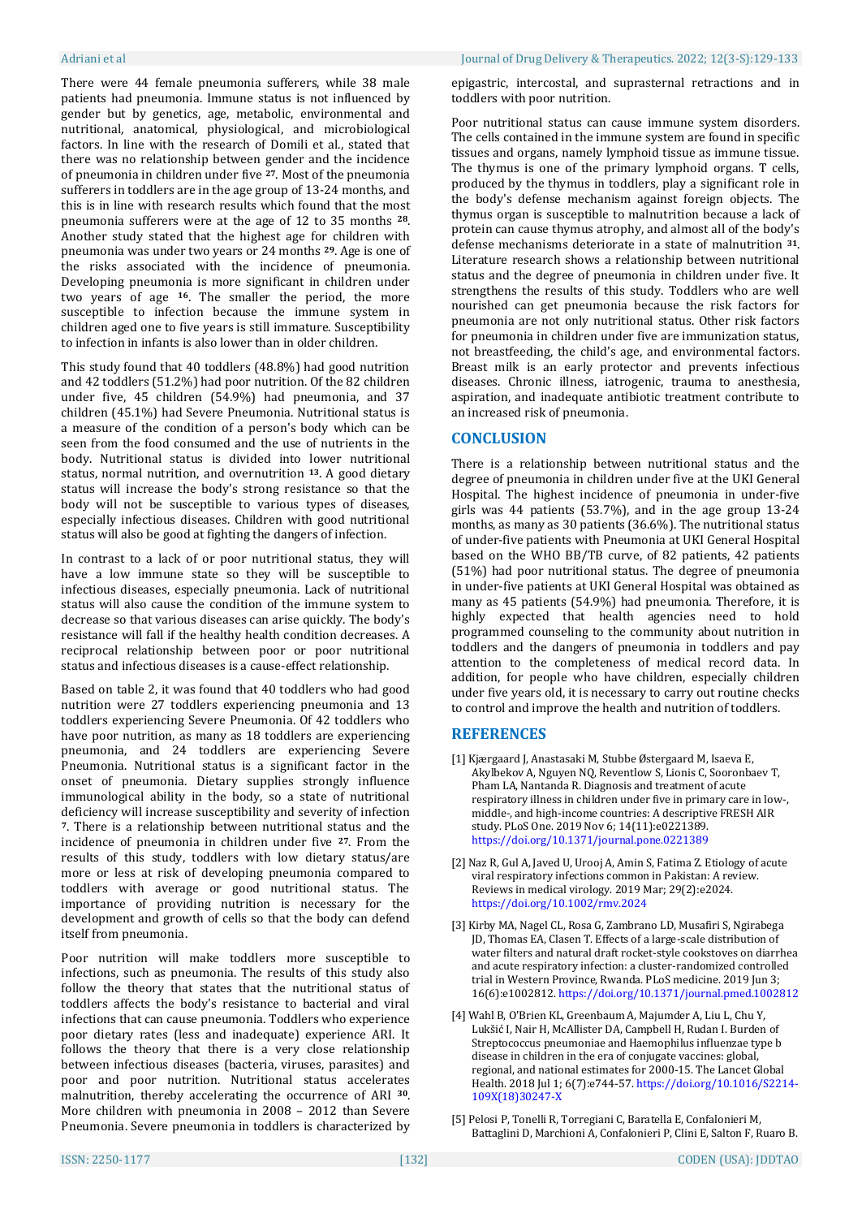There were 44 female pneumonia sufferers, while 38 male patients had pneumonia. Immune status is not influenced by gender but by genetics, age, metabolic, environmental and nutritional, anatomical, physiological, and microbiological factors. In line with the research of Domili et al., stated that there was no relationship between gender and the incidence of pneumonia in children under five [27]. Most of the pneumonia sufferers in toddlers are in the age group of 13-24 months, and this is in line with research results which found that the most pneumonia sufferers were at the age of 12 to 35 months [28]. Another study stated that the highest age for children with pneumonia was under two years or 24 months [29]. Age is one of the risks associated with the incidence of pneumonia. Developing pneumonia is more significant in children under two years of age [16]. The smaller the period, the more susceptible to infection because the immune system in children aged one to five years is still immature. Susceptibility to infection in infants is also lower than in older children.

This study found that 40 toddlers (48.8%) had good nutrition and 42 toddlers (51.2%) had poor nutrition. Of the 82 children under five, 45 children (54.9%) had pneumonia, and 37 children (45.1%) had Severe Pneumonia. Nutritional status is a measure of the condition of a person's body which can be seen from the food consumed and the use of nutrients in the body. Nutritional status is divided into lower nutritional status, normal nutrition, and overnutrition [13]. A good dietary status will increase the body's strong resistance so that the body will not be susceptible to various types of diseases, especially infectious diseases. Children with good nutritional status will also be good at fighting the dangers of infection.

In contrast to a lack of or poor nutritional status, they will have a low immune state so they will be susceptible to infectious diseases, especially pneumonia. Lack of nutritional status will also cause the condition of the immune system to decrease so that various diseases can arise quickly. The body's resistance will fall if the healthy health condition decreases. A reciprocal relationship between poor or poor nutritional status and infectious diseases is a cause-effect relationship.

Based on table 2, it was found that 40 toddlers who had good nutrition were 27 toddlers experiencing pneumonia and 13 toddlers experiencing Severe Pneumonia. Of 42 toddlers who have poor nutrition, as many as 18 toddlers are experiencing pneumonia, and 24 toddlers are experiencing Severe Pneumonia. Nutritional status is a significant factor in the onset of pneumonia. Dietary supplies strongly influence immunological ability in the body, so a state of nutritional deficiency will increase susceptibility and severity of infection [7]. There is a relationship between nutritional status and the incidence of pneumonia in children under five [27]. From the results of this study, toddlers with low dietary status/are more or less at risk of developing pneumonia compared to toddlers with average or good nutritional status. The importance of providing nutrition is necessary for the development and growth of cells so that the body can defend itself from pneumonia.

Poor nutrition will make toddlers more susceptible to infections, such as pneumonia. The results of this study also follow the theory that states that the nutritional status of toddlers affects the body's resistance to bacterial and viral infections that can cause pneumonia. Toddlers who experience poor dietary rates (less and inadequate) experience ARI. It follows the theory that there is a very close relationship between infectious diseases (bacteria, viruses, parasites) and poor and poor nutrition. Nutritional status accelerates malnutrition, thereby accelerating the occurrence of ARI [30]. More children with pneumonia in 2008 – 2012 than Severe Pneumonia. Severe pneumonia in toddlers is characterized by epigastric, intercostal, and suprasternal retractions and in toddlers with poor nutrition.

Poor nutritional status can cause immune system disorders. The cells contained in the immune system are found in specific tissues and organs, namely lymphoid tissue as immune tissue. The thymus is one of the primary lymphoid organs. T cells, produced by the thymus in toddlers, play a significant role in the body's defense mechanism against foreign objects. The thymus organ is susceptible to malnutrition because a lack of protein can cause thymus atrophy, and almost all of the body's defense mechanisms deteriorate in a state of malnutrition [31]. Literature research shows a relationship between nutritional status and the degree of pneumonia in children under five. It strengthens the results of this study. Toddlers who are well nourished can get pneumonia because the risk factors for pneumonia are not only nutritional status. Other risk factors for pneumonia in children under five are immunization status, not breastfeeding, the child's age, and environmental factors. Breast milk is an early protector and prevents infectious diseases. Chronic illness, iatrogenic, trauma to anesthesia, aspiration, and inadequate antibiotic treatment contribute to an increased risk of pneumonia.

## CONCLUSION

There is a relationship between nutritional status and the degree of pneumonia in children under five at the UKI General Hospital. The highest incidence of pneumonia in under-five girls was 44 patients (53.7%), and in the age group 13-24 months, as many as 30 patients (36.6%). The nutritional status of under-five patients with Pneumonia at UKI General Hospital based on the WHO BB/TB curve, of 82 patients, 42 patients (51%) had poor nutritional status. The degree of pneumonia in under-five patients at UKI General Hospital was obtained as many as 45 patients (54.9%) had pneumonia. Therefore, it is highly expected that health agencies need to hold programmed counseling to the community about nutrition in toddlers and the dangers of pneumonia in toddlers and pay attention to the completeness of medical record data. In addition, for people who have children, especially children under five years old, it is necessary to carry out routine checks to control and improve the health and nutrition of toddlers.

## REFERENCES

[1] Kjærgaard J, Anastasaki M, Stubbe Østergaard M, Isaeva E, Akylbekov A, Nguyen NQ, Reventlow S, Lionis C, Sooronbaev T, Pham LA, Nantanda R. Diagnosis and treatment of acute respiratory illness in children under five in primary care in low-, middle-, and high-income countries: A descriptive FRESH AIR study. PLoS One. 2019 Nov 6; 14(11):e0221389. https://doi.org/10.1371/journal.pone.0221389

[2] Naz R, Gul A, Javed U, Urooj A, Amin S, Fatima Z. Etiology of acute viral respiratory infections common in Pakistan: A review. Reviews in medical virology. 2019 Mar; 29(2):e2024. https://doi.org/10.1002/rmv.2024

[3] Kirby MA, Nagel CL, Rosa G, Zambrano LD, Musafiri S, Ngirabega JD, Thomas EA, Clasen T. Effects of a large-scale distribution of water filters and natural draft rocket-style cookstoves on diarrhea and acute respiratory infection: a cluster-randomized controlled trial in Western Province, Rwanda. PLoS medicine. 2019 Jun 3; 16(6):e1002812. https://doi.org/10.1371/journal.pmed.1002812

[4] Wahl B, O'Brien KL, Greenbaum A, Majumder A, Liu L, Chu Y, Lukšić I, Nair H, McAllister DA, Campbell H, Rudan I. Burden of Streptococcus pneumoniae and Haemophilus influenzae type b disease in children in the era of conjugate vaccines: global, regional, and national estimates for 2000-15. The Lancet Global Health. 2018 Jul 1; 6(7):e744-57. https://doi.org/10.1016/S2214-109X(18)30247-X

[5] Pelosi P, Tonelli R, Torregiani C, Baratella E, Confalonieri M, Battaglini D, Marchioni A, Confalonieri P, Clini E, Salton F, Ruaro B.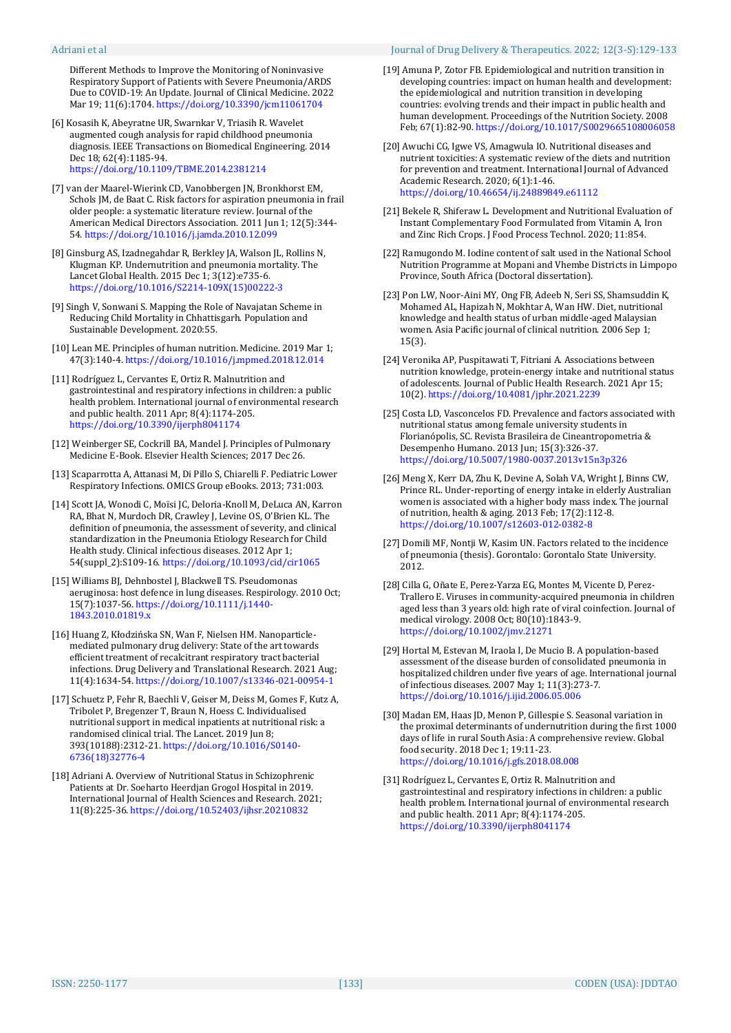Different Methods to Improve the Monitoring of Noninvasive Respiratory Support of Patients with Severe Pneumonia/ARDS Due to COVID-19: An Update. Journal of Clinical Medicine. 2022 Mar 19; 11(6):1704. https://doi.org/10.3390/jcm11061704

[6] Kosasih K, Abeyratne UR, Swarnkar V, Triasih R. Wavelet augmented cough analysis for rapid childhood pneumonia diagnosis. IEEE Transactions on Biomedical Engineering. 2014 Dec 18; 62(4):1185-94. https://doi.org/10.1109/TBME.2014.2381214

[7] van der Maarel-Wierink CD, Vanobbergen JN, Bronkhorst EM, Schols JM, de Baat C. Risk factors for aspiration pneumonia in frail older people: a systematic literature review. Journal of the American Medical Directors Association. 2011 Jun 1; 12(5):344-54. https://doi.org/10.1016/j.jamda.2010.12.099

[8] Ginsburg AS, Izadnegahdar R, Berkley JA, Walson JL, Rollins N, Klugman KP. Undernutrition and pneumonia mortality. The Lancet Global Health. 2015 Dec 1; 3(12):e735-6. https://doi.org/10.1016/S2214-109X(15)00222-3

[9] Singh V, Sonwani S. Mapping the Role of Navajatan Scheme in Reducing Child Mortality in Chhattisgarh. Population and Sustainable Development. 2020:55.

[10] Lean ME. Principles of human nutrition. Medicine. 2019 Mar 1; 47(3):140-4. https://doi.org/10.1016/j.mpmed.2018.12.014

[11] Rodríguez L, Cervantes E, Ortiz R. Malnutrition and gastrointestinal and respiratory infections in children: a public health problem. International journal of environmental research and public health. 2011 Apr; 8(4):1174-205. https://doi.org/10.3390/ijerph8041174

[12] Weinberger SE, Cockrill BA, Mandel J. Principles of Pulmonary Medicine E-Book. Elsevier Health Sciences; 2017 Dec 26.

[13] Scaparrotta A, Attanasi M, Di Pillo S, Chiarelli F. Pediatric Lower Respiratory Infections. OMICS Group eBooks. 2013; 731:003.

[14] Scott JA, Wonodi C, Moïsi JC, Deloria-Knoll M, DeLuca AN, Karron RA, Bhat N, Murdoch DR, Crawley J, Levine OS, O'Brien KL. The definition of pneumonia, the assessment of severity, and clinical standardization in the Pneumonia Etiology Research for Child Health study. Clinical infectious diseases. 2012 Apr 1; 54(suppl_2):S109-16. https://doi.org/10.1093/cid/cir1065

[15] Williams BJ, Dehnbostel J, Blackwell TS. Pseudomonas aeruginosa: host defence in lung diseases. Respirology. 2010 Oct; 15(7):1037-56. https://doi.org/10.1111/j.1440-1843.2010.01819.x

[16] Huang Z, Kłodzińska SN, Wan F, Nielsen HM. Nanoparticle-mediated pulmonary drug delivery: State of the art towards efficient treatment of recalcitrant respiratory tract bacterial infections. Drug Delivery and Translational Research. 2021 Aug; 11(4):1634-54. https://doi.org/10.1007/s13346-021-00954-1

[17] Schuetz P, Fehr R, Baechli V, Geiser M, Deiss M, Gomes F, Kutz A, Tribolet P, Bregenzer T, Braun N, Hoess C. Individualised nutritional support in medical inpatients at nutritional risk: a randomised clinical trial. The Lancet. 2019 Jun 8; 393(10188):2312-21. https://doi.org/10.1016/S0140-6736(18)32776-4

[18] Adriani A. Overview of Nutritional Status in Schizophrenic Patients at Dr. Soeharto Heerdjan Grogol Hospital in 2019. International Journal of Health Sciences and Research. 2021; 11(8):225-36. https://doi.org/10.52403/ijhsr.20210832

[19] Amuna P, Zotor FB. Epidemiological and nutrition transition in developing countries: impact on human health and development: the epidemiological and nutrition transition in developing countries: evolving trends and their impact in public health and human development. Proceedings of the Nutrition Society. 2008 Feb; 67(1):82-90. https://doi.org/10.1017/S0029665108006058

[20] Awuchi CG, Igwe VS, Amagwula IO. Nutritional diseases and nutrient toxicities: A systematic review of the diets and nutrition for prevention and treatment. International Journal of Advanced Academic Research. 2020; 6(1):1-46. https://doi.org/10.46654/ij.24889849.e61112

[21] Bekele R, Shiferaw L. Development and Nutritional Evaluation of Instant Complementary Food Formulated from Vitamin A, Iron and Zinc Rich Crops. J Food Process Technol. 2020; 11:854.

[22] Ramugondo M. Iodine content of salt used in the National School Nutrition Programme at Mopani and Vhembe Districts in Limpopo Province, South Africa (Doctoral dissertation).

[23] Pon LW, Noor-Aini MY, Ong FB, Adeeb N, Seri SS, Shamsuddin K, Mohamed AL, Hapizah N, Mokhtar A, Wan HW. Diet, nutritional knowledge and health status of urban middle-aged Malaysian women. Asia Pacific journal of clinical nutrition. 2006 Sep 1; 15(3).

[24] Veronika AP, Puspitawati T, Fitriani A. Associations between nutrition knowledge, protein-energy intake and nutritional status of adolescents. Journal of Public Health Research. 2021 Apr 15; 10(2). https://doi.org/10.4081/jphr.2021.2239

[25] Costa LD, Vasconcelos FD. Prevalence and factors associated with nutritional status among female university students in Florianópolis, SC. Revista Brasileira de Cineantropometria & Desempenho Humano. 2013 Jun; 15(3):326-37. https://doi.org/10.5007/1980-0037.2013v15n3p326

[26] Meng X, Kerr DA, Zhu K, Devine A, Solah VA, Wright J, Binns CW, Prince RL. Under-reporting of energy intake in elderly Australian women is associated with a higher body mass index. The journal of nutrition, health & aging. 2013 Feb; 17(2):112-8. https://doi.org/10.1007/s12603-012-0382-8

[27] Domili MF, Nontji W, Kasim UN. Factors related to the incidence of pneumonia (thesis). Gorontalo: Gorontalo State University. 2012.

[28] Cilla G, Oñate E, Perez-Yarza EG, Montes M, Vicente D, Perez-Trallero E. Viruses in community-acquired pneumonia in children aged less than 3 years old: high rate of viral coinfection. Journal of medical virology. 2008 Oct; 80(10):1843-9. https://doi.org/10.1002/jmv.21271

[29] Hortal M, Estevan M, Iraola I, De Mucio B. A population-based assessment of the disease burden of consolidated pneumonia in hospitalized children under five years of age. International journal of infectious diseases. 2007 May 1; 11(3):273-7. https://doi.org/10.1016/j.ijid.2006.05.006

[30] Madan EM, Haas JD, Menon P, Gillespie S. Seasonal variation in the proximal determinants of undernutrition during the first 1000 days of life in rural South Asia: A comprehensive review. Global food security. 2018 Dec 1; 19:11-23. https://doi.org/10.1016/j.gfs.2018.08.008

[31] Rodríguez L, Cervantes E, Ortiz R. Malnutrition and gastrointestinal and respiratory infections in children: a public health problem. International journal of environmental research and public health. 2011 Apr; 8(4):1174-205. https://doi.org/10.3390/ijerph8041174